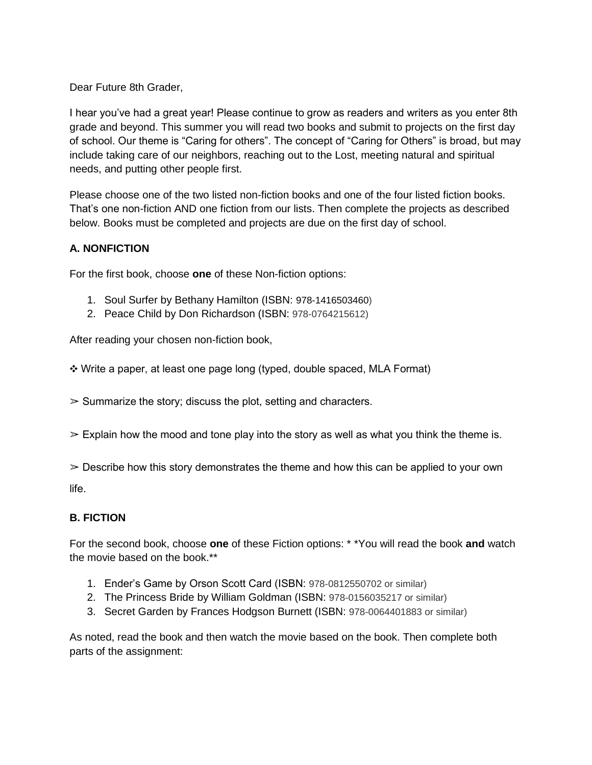Dear Future 8th Grader,

I hear you've had a great year! Please continue to grow as readers and writers as you enter 8th grade and beyond. This summer you will read two books and submit to projects on the first day of school. Our theme is "Caring for others". The concept of "Caring for Others" is broad, but may include taking care of our neighbors, reaching out to the Lost, meeting natural and spiritual needs, and putting other people first.

Please choose one of the two listed non-fiction books and one of the four listed fiction books. That's one non-fiction AND one fiction from our lists. Then complete the projects as described below. Books must be completed and projects are due on the first day of school.

**A. NONFICTION**

For the first book, choose **one** of these Non-fiction options:

1. Soul Surfer by Bethany Hamilton (ISBN: 978-1416503460)
2. Peace Child by Don Richardson (ISBN: 978-0764215612)

After reading your chosen non-fiction book,

❖ Write a paper, at least one page long (typed, double spaced, MLA Format)

➢ Summarize the story; discuss the plot, setting and characters.

➢ Explain how the mood and tone play into the story as well as what you think the theme is.

➢ Describe how this story demonstrates the theme and how this can be applied to your own life.

**B. FICTION**

For the second book, choose **one** of these Fiction options: * *You will read the book **and** watch the movie based on the book.**

1. Ender's Game by Orson Scott Card (ISBN: 978-0812550702 or similar)
2. The Princess Bride by William Goldman (ISBN: 978-0156035217 or similar)
3. Secret Garden by Frances Hodgson Burnett (ISBN: 978-0064401883 or similar)

As noted, read the book and then watch the movie based on the book. Then complete both parts of the assignment: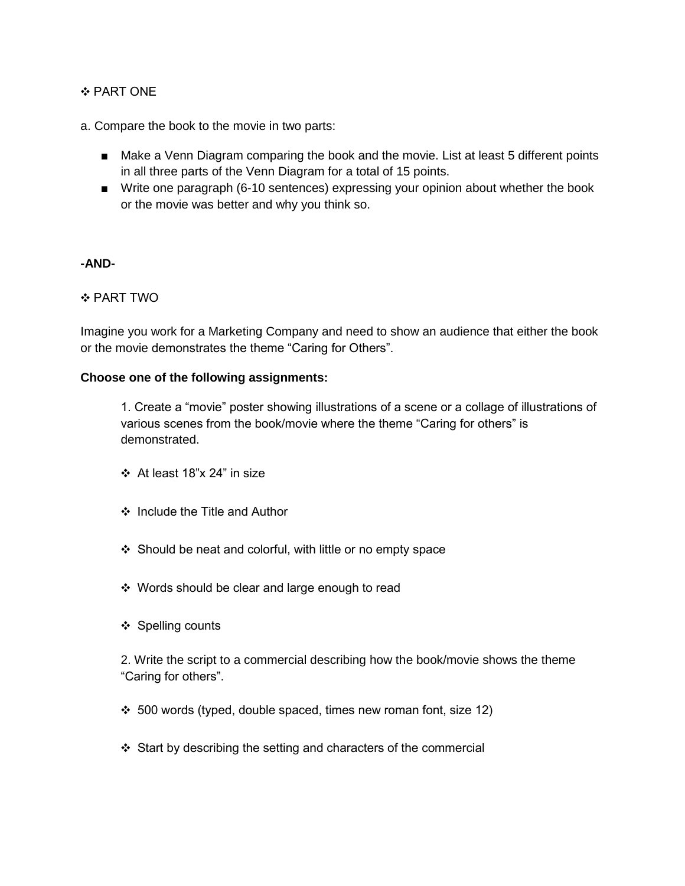❖ PART ONE

a. Compare the book to the movie in two parts:

- Make a Venn Diagram comparing the book and the movie. List at least 5 different points in all three parts of the Venn Diagram for a total of 15 points.
- Write one paragraph (6-10 sentences) expressing your opinion about whether the book or the movie was better and why you think so.

**-AND-**

❖ PART TWO

Imagine you work for a Marketing Company and need to show an audience that either the book or the movie demonstrates the theme "Caring for Others".

**Choose one of the following assignments:**

1. Create a "movie" poster showing illustrations of a scene or a collage of illustrations of various scenes from the book/movie where the theme "Caring for others" is demonstrated.

   - ❖ At least 18"x 24" in size
   - ❖ Include the Title and Author
   - ❖ Should be neat and colorful, with little or no empty space
   - ❖ Words should be clear and large enough to read
   - ❖ Spelling counts

2. Write the script to a commercial describing how the book/movie shows the theme "Caring for others".

   - ❖ 500 words (typed, double spaced, times new roman font, size 12)
   - ❖ Start by describing the setting and characters of the commercial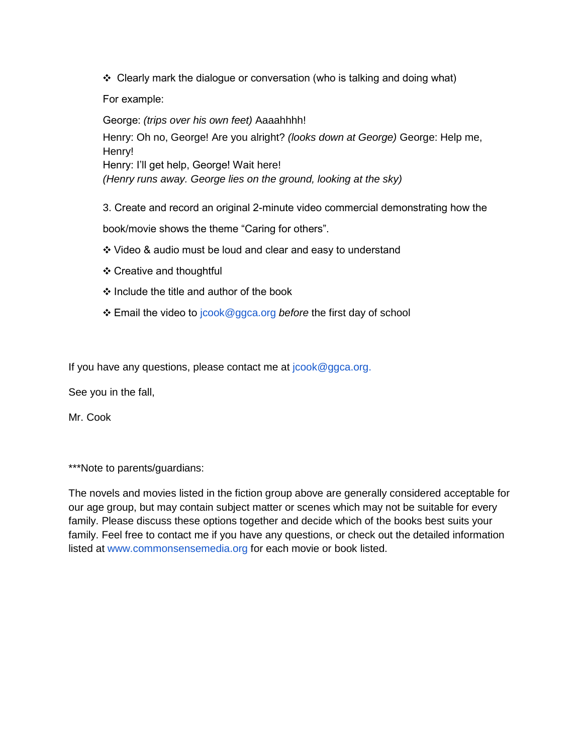- ❖ Clearly mark the dialogue or conversation (who is talking and doing what)

For example:

George: *(trips over his own feet)* Aaaahhhh!
Henry: Oh no, George! Are you alright? *(looks down at George)* George: Help me, Henry!
Henry: I'll get help, George! Wait here!
*(Henry runs away. George lies on the ground, looking at the sky)*

3. Create and record an original 2-minute video commercial demonstrating how the book/movie shows the theme "Caring for others".

- ❖ Video & audio must be loud and clear and easy to understand
- ❖ Creative and thoughtful
- ❖ Include the title and author of the book
- ❖ Email the video to jcook@ggca.org *before* the first day of school

If you have any questions, please contact me at jcook@ggca.org.

See you in the fall,

Mr. Cook

***Note to parents/guardians:

The novels and movies listed in the fiction group above are generally considered acceptable for our age group, but may contain subject matter or scenes which may not be suitable for every family. Please discuss these options together and decide which of the books best suits your family. Feel free to contact me if you have any questions, or check out the detailed information listed at www.commonsensemedia.org for each movie or book listed.